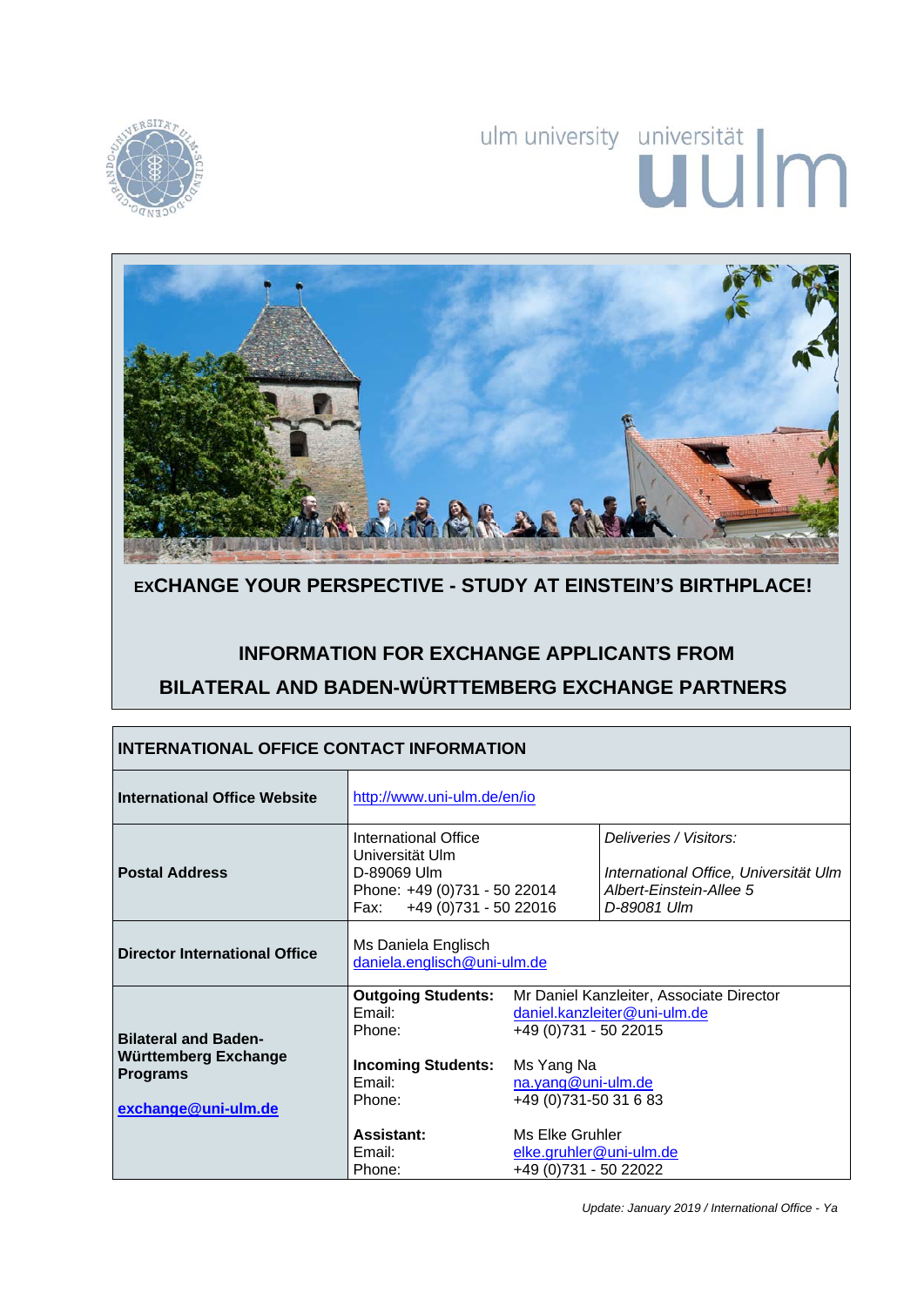ulm university universität **uulm**

## EXCHANGE YOUR PERSPECTIVE - STUDY AT EINSTEIN'S BIRTHPLACE!

# INFORMATION FOR EXCHANGE APPLICANTS FROM BILATERAL AND BADEN-WÜRTTEMBERG EXCHANGE PARTNERS

| INTERNATIONAL OFFICE CONTACT INFORMATION | | |
|---|---|---|
| **International Office Website** | http://www.uni-ulm.de/en/io | |
| **Postal Address** | International Office<br>Universität Ulm<br>D-89069 Ulm<br>Phone: +49 (0)731 - 50 22014<br>Fax: +49 (0)731 - 50 22016 | *Deliveries / Visitors:*<br>*International Office, Universität Ulm*<br>*Albert-Einstein-Allee 5*<br>*D-89081 Ulm* |
| **Director International Office** | Ms Daniela Englisch<br>daniela.englisch@uni-ulm.de | |
| **Bilateral and Baden-Württemberg Exchange Programs**<br><br>**exchange@uni-ulm.de** | **Outgoing Students:**<br>Email:<br>Phone:<br><br>**Incoming Students:**<br>Email:<br>Phone:<br><br>**Assistant:**<br>Email:<br>Phone: | Mr Daniel Kanzleiter, Associate Director<br>daniel.kanzleiter@uni-ulm.de<br>+49 (0)731 - 50 22015<br><br>Ms Yang Na<br>na.yang@uni-ulm.de<br>+49 (0)731-50 31 6 83<br><br>Ms Elke Gruhler<br>elke.gruhler@uni-ulm.de<br>+49 (0)731 - 50 22022 |

*Update: January 2019 / International Office - Ya*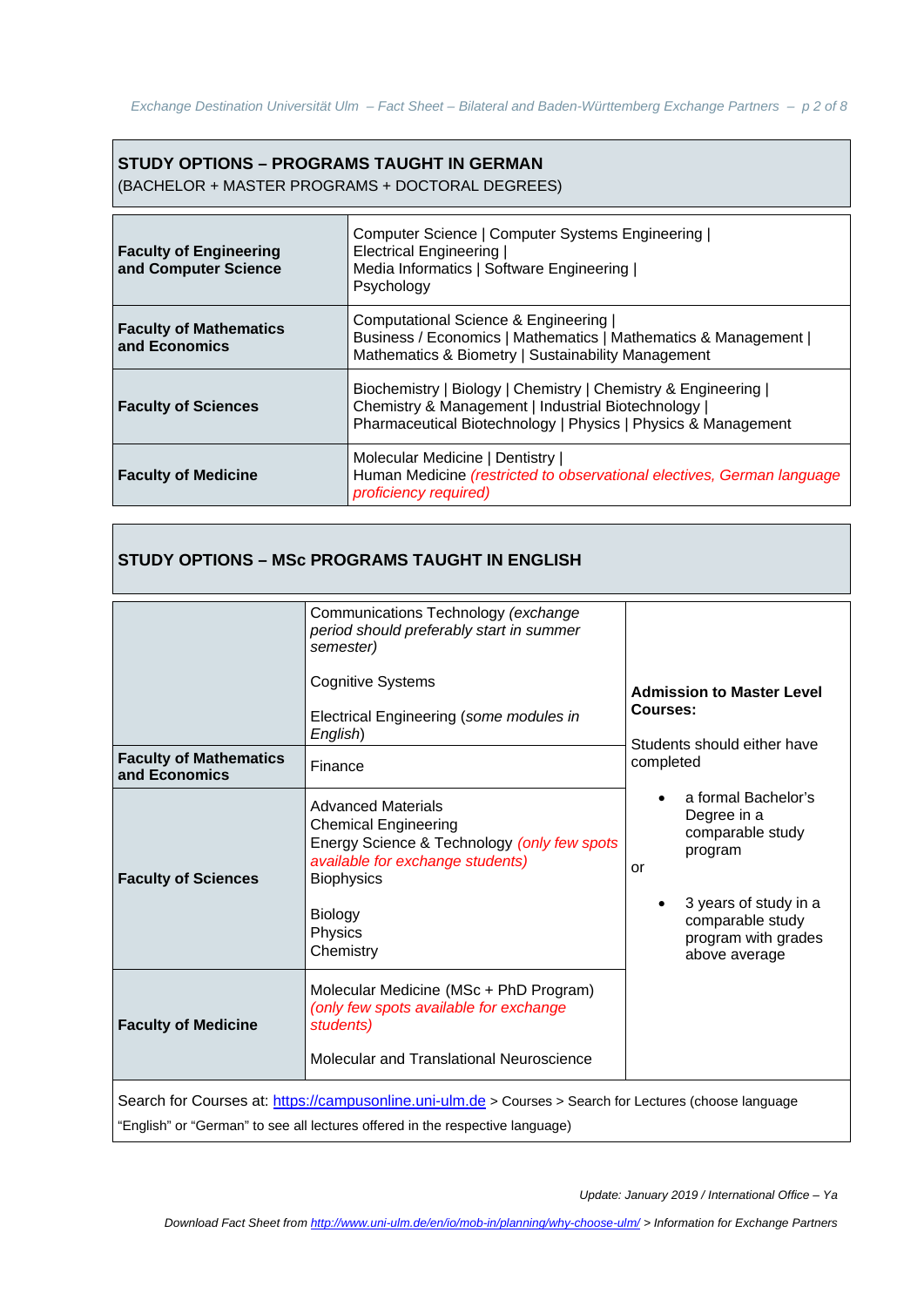## STUDY OPTIONS – PROGRAMS TAUGHT IN GERMAN

(BACHELOR + MASTER PROGRAMS + DOCTORAL DEGREES)

| | |
|---|---|
| **Faculty of Engineering and Computer Science** | Computer Science \| Computer Systems Engineering \| Electrical Engineering \| Media Informatics \| Software Engineering \| Psychology |
| **Faculty of Mathematics and Economics** | Computational Science & Engineering \| Business / Economics \| Mathematics \| Mathematics & Management \| Mathematics & Biometry \| Sustainability Management |
| **Faculty of Sciences** | Biochemistry \| Biology \| Chemistry \| Chemistry & Engineering \| Chemistry & Management \| Industrial Biotechnology \| Pharmaceutical Biotechnology \| Physics \| Physics & Management |
| **Faculty of Medicine** | Molecular Medicine \| Dentistry \| Human Medicine *(restricted to observational electives, German language proficiency required)* |

## STUDY OPTIONS – MSc PROGRAMS TAUGHT IN ENGLISH

| | | |
|---|---|---|
| | Communications Technology *(exchange period should preferably start in summer semester)*<br><br>Cognitive Systems<br><br>Electrical Engineering (*some modules in English*) | **Admission to Master Level Courses:**<br><br>Students should either have completed<br><br>• a formal Bachelor's Degree in a comparable study program<br><br>or<br><br>• 3 years of study in a comparable study program with grades above average |
| **Faculty of Mathematics and Economics** | Finance | |
| **Faculty of Sciences** | Advanced Materials<br>Chemical Engineering<br>Energy Science & Technology *(only few spots available for exchange students)*<br>Biophysics<br><br>Biology<br>Physics<br>Chemistry | |
| **Faculty of Medicine** | Molecular Medicine (MSc + PhD Program) *(only few spots available for exchange students)*<br><br>Molecular and Translational Neuroscience | |

Search for Courses at: https://campusonline.uni-ulm.de > Courses > Search for Lectures (choose language "English" or "German" to see all lectures offered in the respective language)

*Update: January 2019 / International Office – Ya*

*Download Fact Sheet from http://www.uni-ulm.de/en/io/mob-in/planning/why-choose-ulm/ > Information for Exchange Partners*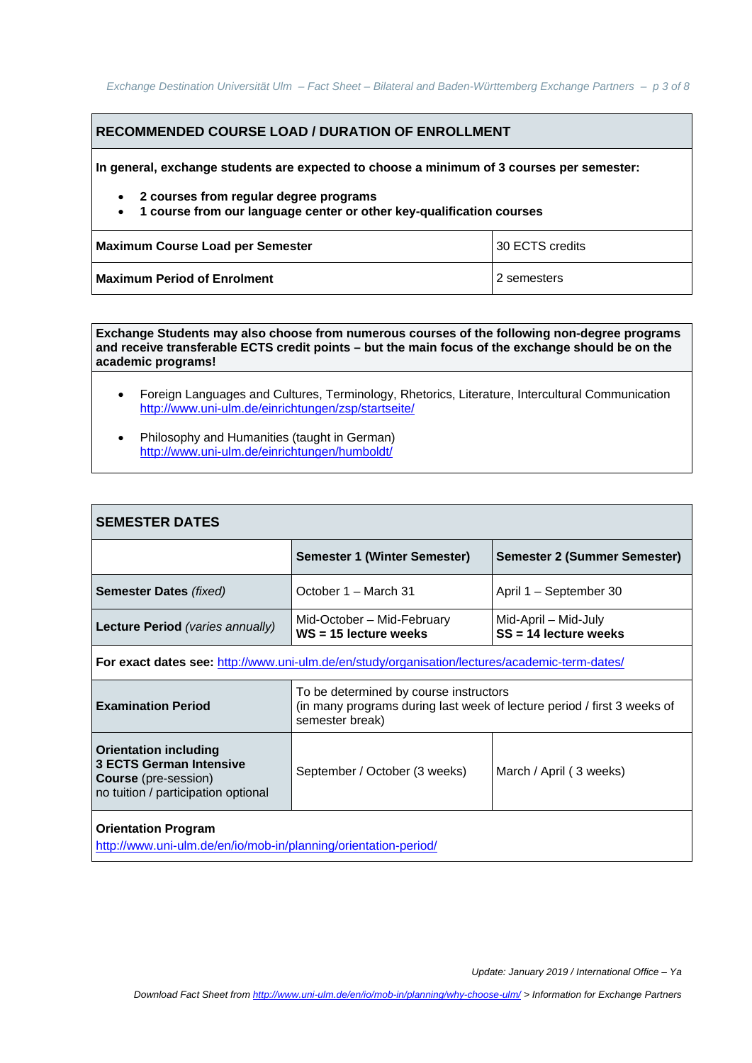## RECOMMENDED COURSE LOAD / DURATION OF ENROLLMENT

**In general, exchange students are expected to choose a minimum of 3 courses per semester:**

- **2 courses from regular degree programs**
- **1 course from our language center or other key-qualification courses**

| | |
|---|---|
| **Maximum Course Load per Semester** | 30 ECTS credits |
| **Maximum Period of Enrolment** | 2 semesters |

**Exchange Students may also choose from numerous courses of the following non-degree programs and receive transferable ECTS credit points – but the main focus of the exchange should be on the academic programs!**

- Foreign Languages and Cultures, Terminology, Rhetorics, Literature, Intercultural Communication
  http://www.uni-ulm.de/einrichtungen/zsp/startseite/
- Philosophy and Humanities (taught in German)
  http://www.uni-ulm.de/einrichtungen/humboldt/

## SEMESTER DATES

| | **Semester 1 (Winter Semester)** | **Semester 2 (Summer Semester)** |
|---|---|---|
| **Semester Dates** *(fixed)* | October 1 – March 31 | April 1 – September 30 |
| **Lecture Period** *(varies annually)* | Mid-October – Mid-February **WS = 15 lecture weeks** | Mid-April – Mid-July **SS = 14 lecture weeks** |
| **For exact dates see:** http://www.uni-ulm.de/en/study/organisation/lectures/academic-term-dates/ | | |
| **Examination Period** | To be determined by course instructors (in many programs during last week of lecture period / first 3 weeks of semester break) | |
| **Orientation including 3 ECTS German Intensive Course** (pre-session) no tuition / participation optional | September / October (3 weeks) | March / April ( 3 weeks) |
| **Orientation Program** http://www.uni-ulm.de/en/io/mob-in/planning/orientation-period/ | | |

*Update: January 2019 / International Office – Ya*

*Download Fact Sheet from http://www.uni-ulm.de/en/io/mob-in/planning/why-choose-ulm/ > Information for Exchange Partners*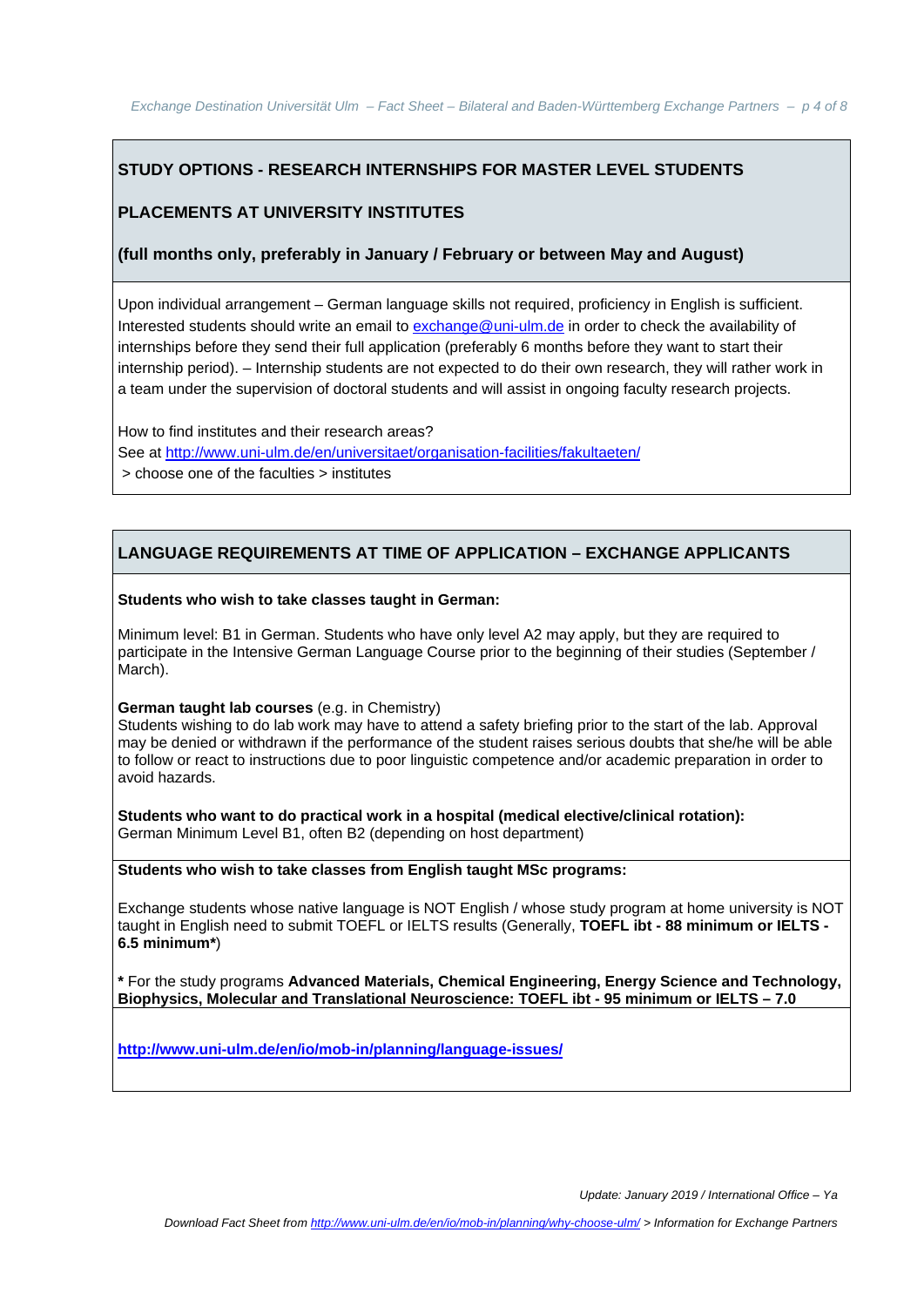## STUDY OPTIONS - RESEARCH INTERNSHIPS FOR MASTER LEVEL STUDENTS

## PLACEMENTS AT UNIVERSITY INSTITUTES

### (full months only, preferably in January / February or between May and August)

Upon individual arrangement – German language skills not required, proficiency in English is sufficient. Interested students should write an email to exchange@uni-ulm.de in order to check the availability of internships before they send their full application (preferably 6 months before they want to start their internship period). – Internship students are not expected to do their own research, they will rather work in a team under the supervision of doctoral students and will assist in ongoing faculty research projects.

How to find institutes and their research areas?
See at http://www.uni-ulm.de/en/universitaet/organisation-facilities/fakultaeten/
 > choose one of the faculties > institutes

## LANGUAGE REQUIREMENTS AT TIME OF APPLICATION – EXCHANGE APPLICANTS

**Students who wish to take classes taught in German:**

Minimum level: B1 in German. Students who have only level A2 may apply, but they are required to participate in the Intensive German Language Course prior to the beginning of their studies (September / March).

**German taught lab courses** (e.g. in Chemistry)
Students wishing to do lab work may have to attend a safety briefing prior to the start of the lab. Approval may be denied or withdrawn if the performance of the student raises serious doubts that she/he will be able to follow or react to instructions due to poor linguistic competence and/or academic preparation in order to avoid hazards.

**Students who want to do practical work in a hospital (medical elective/clinical rotation):**
German Minimum Level B1, often B2 (depending on host department)

**Students who wish to take classes from English taught MSc programs:**

Exchange students whose native language is NOT English / whose study program at home university is NOT taught in English need to submit TOEFL or IELTS results (Generally, **TOEFL ibt - 88 minimum or IELTS - 6.5 minimum***)

**\*** For the study programs **Advanced Materials, Chemical Engineering, Energy Science and Technology, Biophysics, Molecular and Translational Neuroscience: TOEFL ibt - 95 minimum or IELTS – 7.0**

**http://www.uni-ulm.de/en/io/mob-in/planning/language-issues/**

*Update: January 2019 / International Office – Ya*

*Download Fact Sheet from http://www.uni-ulm.de/en/io/mob-in/planning/why-choose-ulm/ > Information for Exchange Partners*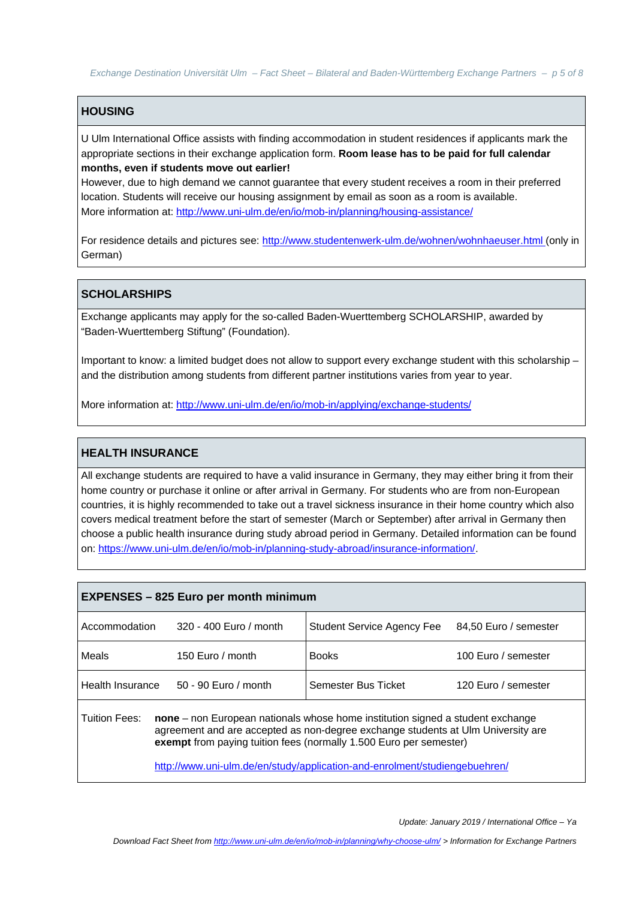## HOUSING

U Ulm International Office assists with finding accommodation in student residences if applicants mark the appropriate sections in their exchange application form. **Room lease has to be paid for full calendar months, even if students move out earlier!**

However, due to high demand we cannot guarantee that every student receives a room in their preferred location. Students will receive our housing assignment by email as soon as a room is available.

More information at: http://www.uni-ulm.de/en/io/mob-in/planning/housing-assistance/

For residence details and pictures see: http://www.studentenwerk-ulm.de/wohnen/wohnhaeuser.html (only in German)

## SCHOLARSHIPS

Exchange applicants may apply for the so-called Baden-Wuerttemberg SCHOLARSHIP, awarded by "Baden-Wuerttemberg Stiftung" (Foundation).

Important to know: a limited budget does not allow to support every exchange student with this scholarship – and the distribution among students from different partner institutions varies from year to year.

More information at: http://www.uni-ulm.de/en/io/mob-in/applying/exchange-students/

## HEALTH INSURANCE

All exchange students are required to have a valid insurance in Germany, they may either bring it from their home country or purchase it online or after arrival in Germany. For students who are from non-European countries, it is highly recommended to take out a travel sickness insurance in their home country which also covers medical treatment before the start of semester (March or September) after arrival in Germany then choose a public health insurance during study abroad period in Germany. Detailed information can be found on: https://www.uni-ulm.de/en/io/mob-in/planning-study-abroad/insurance-information/.

## EXPENSES – 825 Euro per month minimum

| | | | |
|---|---|---|---|
| Accommodation | 320 - 400 Euro / month | Student Service Agency Fee | 84,50 Euro / semester |
| Meals | 150 Euro / month | Books | 100 Euro / semester |
| Health Insurance | 50 - 90 Euro / month | Semester Bus Ticket | 120 Euro / semester |

Tuition Fees: **none** – non European nationals whose home institution signed a student exchange agreement and are accepted as non-degree exchange students at Ulm University are **exempt** from paying tuition fees (normally 1.500 Euro per semester)

http://www.uni-ulm.de/en/study/application-and-enrolment/studiengebuehren/

*Update: January 2019 / International Office – Ya*

*Download Fact Sheet from http://www.uni-ulm.de/en/io/mob-in/planning/why-choose-ulm/ > Information for Exchange Partners*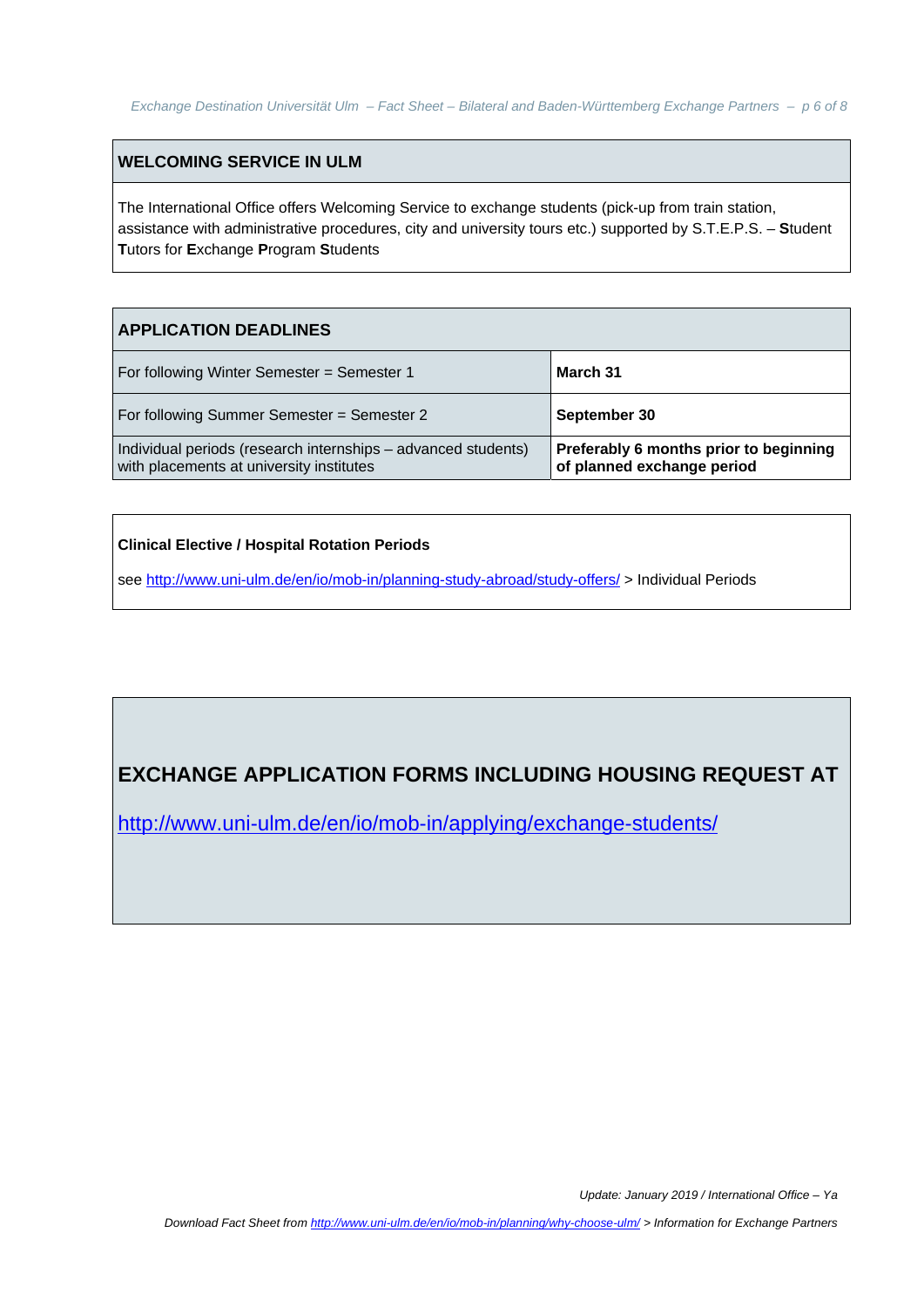## WELCOMING SERVICE IN ULM

The International Office offers Welcoming Service to exchange students (pick-up from train station, assistance with administrative procedures, city and university tours etc.) supported by S.T.E.P.S. – **S**tudent **T**utors for **E**xchange **P**rogram **S**tudents

| APPLICATION DEADLINES | |
|---|---|
| For following Winter Semester = Semester 1 | **March 31** |
| For following Summer Semester = Semester 2 | **September 30** |
| Individual periods (research internships – advanced students) with placements at university institutes | **Preferably 6 months prior to beginning of planned exchange period** |

**Clinical Elective / Hospital Rotation Periods**

see http://www.uni-ulm.de/en/io/mob-in/planning-study-abroad/study-offers/ > Individual Periods

## EXCHANGE APPLICATION FORMS INCLUDING HOUSING REQUEST AT

http://www.uni-ulm.de/en/io/mob-in/applying/exchange-students/

*Update: January 2019 / International Office – Ya*

*Download Fact Sheet from http://www.uni-ulm.de/en/io/mob-in/planning/why-choose-ulm/ > Information for Exchange Partners*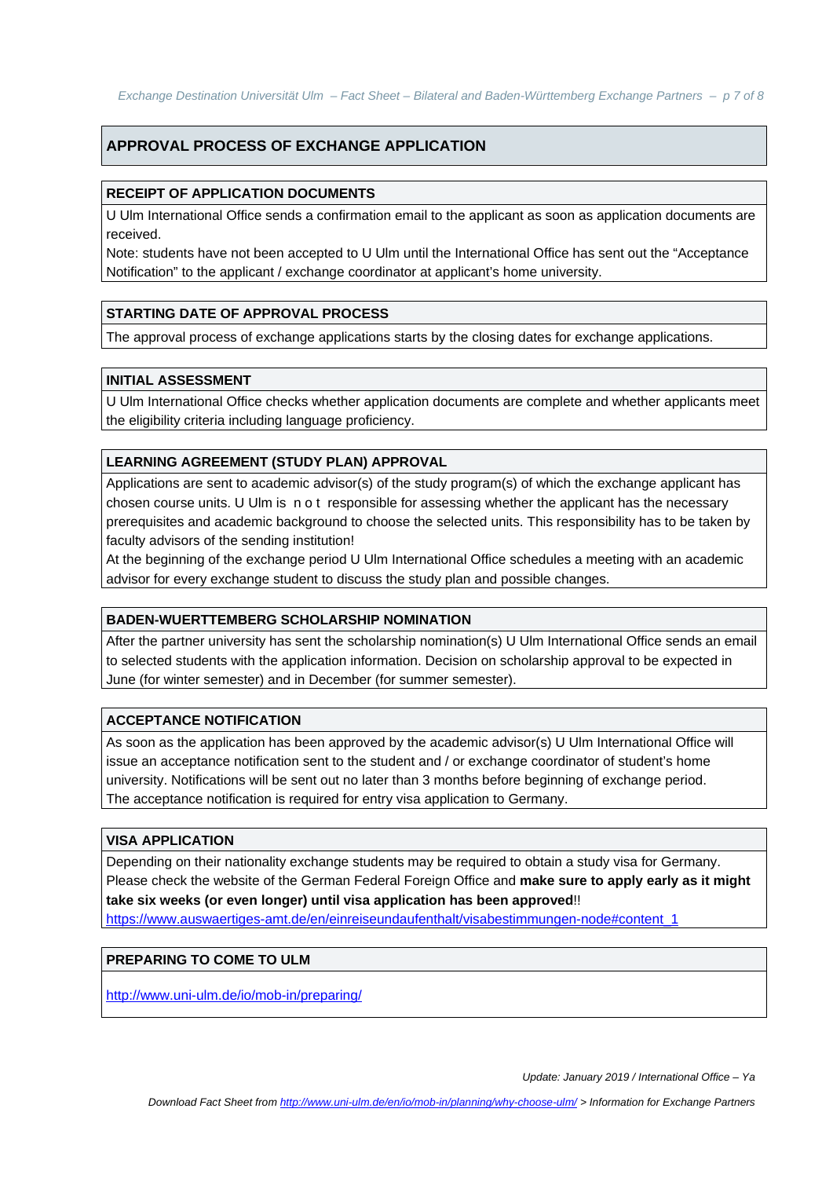## APPROVAL PROCESS OF EXCHANGE APPLICATION

### RECEIPT OF APPLICATION DOCUMENTS

U Ulm International Office sends a confirmation email to the applicant as soon as application documents are received.

Note: students have not been accepted to U Ulm until the International Office has sent out the "Acceptance Notification" to the applicant / exchange coordinator at applicant's home university.

### STARTING DATE OF APPROVAL PROCESS

The approval process of exchange applications starts by the closing dates for exchange applications.

### INITIAL ASSESSMENT

U Ulm International Office checks whether application documents are complete and whether applicants meet the eligibility criteria including language proficiency.

### LEARNING AGREEMENT (STUDY PLAN) APPROVAL

Applications are sent to academic advisor(s) of the study program(s) of which the exchange applicant has chosen course units. U Ulm is n o t responsible for assessing whether the applicant has the necessary prerequisites and academic background to choose the selected units. This responsibility has to be taken by faculty advisors of the sending institution!

At the beginning of the exchange period U Ulm International Office schedules a meeting with an academic advisor for every exchange student to discuss the study plan and possible changes.

### BADEN-WUERTTEMBERG SCHOLARSHIP NOMINATION

After the partner university has sent the scholarship nomination(s) U Ulm International Office sends an email to selected students with the application information. Decision on scholarship approval to be expected in June (for winter semester) and in December (for summer semester).

### ACCEPTANCE NOTIFICATION

As soon as the application has been approved by the academic advisor(s) U Ulm International Office will issue an acceptance notification sent to the student and / or exchange coordinator of student's home university. Notifications will be sent out no later than 3 months before beginning of exchange period.

The acceptance notification is required for entry visa application to Germany.

### VISA APPLICATION

Depending on their nationality exchange students may be required to obtain a study visa for Germany. Please check the website of the German Federal Foreign Office and **make sure to apply early as it might take six weeks (or even longer) until visa application has been approved**!!

https://www.auswaertiges-amt.de/en/einreiseundaufenthalt/visabestimmungen-node#content_1

### PREPARING TO COME TO ULM

http://www.uni-ulm.de/io/mob-in/preparing/

*Update: January 2019 / International Office – Ya*

*Download Fact Sheet from http://www.uni-ulm.de/en/io/mob-in/planning/why-choose-ulm/ > Information for Exchange Partners*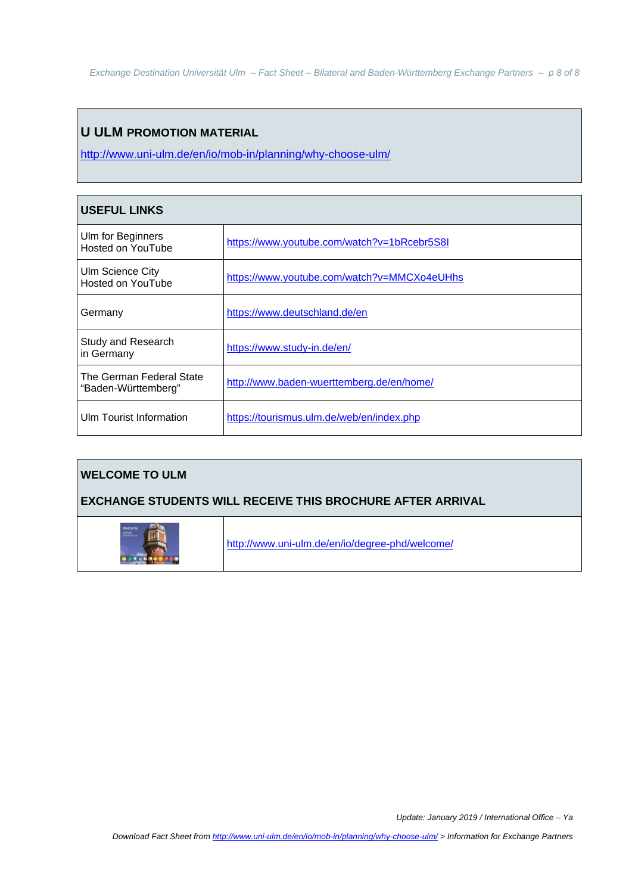## U ULM PROMOTION MATERIAL

http://www.uni-ulm.de/en/io/mob-in/planning/why-choose-ulm/

## USEFUL LINKS

| | |
|---|---|
| Ulm for Beginners Hosted on YouTube | https://www.youtube.com/watch?v=1bRcebr5S8I |
| Ulm Science City Hosted on YouTube | https://www.youtube.com/watch?v=MMCXo4eUHhs |
| Germany | https://www.deutschland.de/en |
| Study and Research in Germany | https://www.study-in.de/en/ |
| The German Federal State "Baden-Württemberg" | http://www.baden-wuerttemberg.de/en/home/ |
| Ulm Tourist Information | https://tourismus.ulm.de/web/en/index.php |

## WELCOME TO ULM

**EXCHANGE STUDENTS WILL RECEIVE THIS BROCHURE AFTER ARRIVAL**

http://www.uni-ulm.de/en/io/degree-phd/welcome/

*Update: January 2019 / International Office – Ya*

*Download Fact Sheet from http://www.uni-ulm.de/en/io/mob-in/planning/why-choose-ulm/ > Information for Exchange Partners*